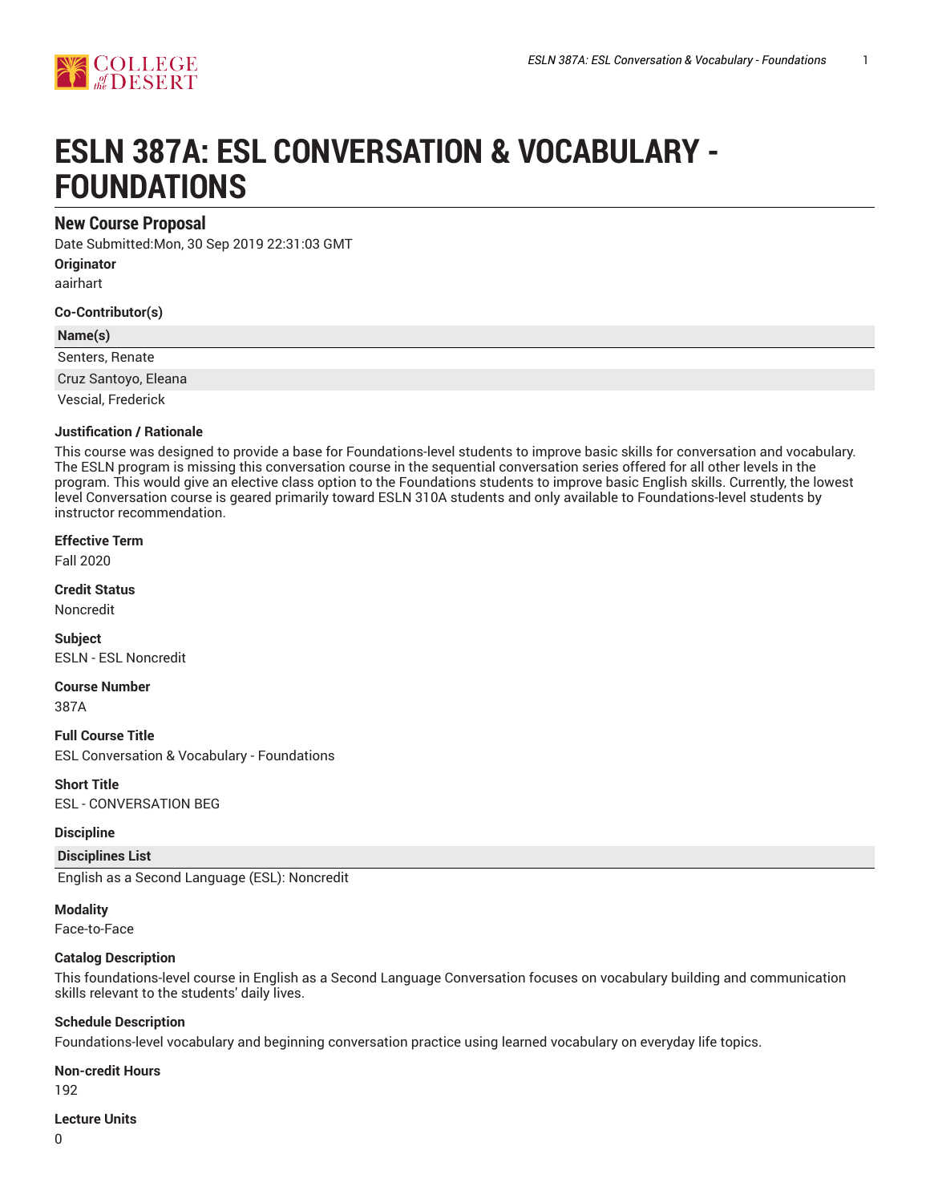# ESLN 387A: ESL CONVERSATION & VOCABULARY - FOUNDATIONS

## New Course Proposal

Date Submitted:Mon, 30 Sep 2019 22:31:03 GMT

**Originator**

aairhart

**Co-Contributor(s)**

| Name(s) |
| --- |
| Senters, Renate |
| Cruz Santoyo, Eleana |
| Vescial, Frederick |

**Justification / Rationale**

This course was designed to provide a base for Foundations-level students to improve basic skills for conversation and vocabulary. The ESLN program is missing this conversation course in the sequential conversation series offered for all other levels in the program. This would give an elective class option to the Foundations students to improve basic English skills. Currently, the lowest level Conversation course is geared primarily toward ESLN 310A students and only available to Foundations-level students by instructor recommendation.

**Effective Term**

Fall 2020

**Credit Status**

Noncredit

**Subject**

ESLN - ESL Noncredit

**Course Number**

387A

**Full Course Title**

ESL Conversation & Vocabulary - Foundations

**Short Title**

ESL - CONVERSATION BEG

**Discipline**

| Disciplines List |
| --- |
| English as a Second Language (ESL): Noncredit |

**Modality**

Face-to-Face

**Catalog Description**

This foundations-level course in English as a Second Language Conversation focuses on vocabulary building and communication skills relevant to the students' daily lives.

**Schedule Description**

Foundations-level vocabulary and beginning conversation practice using learned vocabulary on everyday life topics.

**Non-credit Hours**

192

**Lecture Units**

0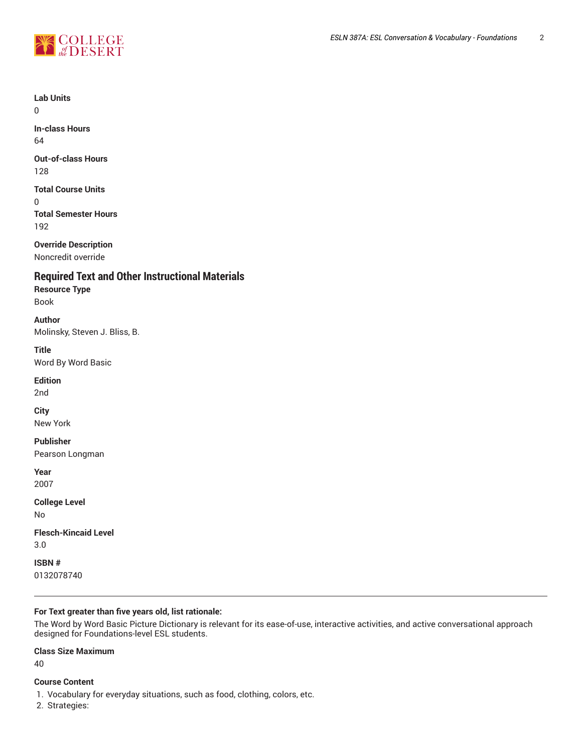**Lab Units**
0

**In-class Hours**
64

**Out-of-class Hours**
128

**Total Course Units**
0

**Total Semester Hours**
192

**Override Description**
Noncredit override

## Required Text and Other Instructional Materials

**Resource Type**
Book

**Author**
Molinsky, Steven J. Bliss, B.

**Title**
Word By Word Basic

**Edition**
2nd

**City**
New York

**Publisher**
Pearson Longman

**Year**
2007

**College Level**
No

**Flesch-Kincaid Level**
3.0

**ISBN #**
0132078740

---

**For Text greater than five years old, list rationale:**

The Word by Word Basic Picture Dictionary is relevant for its ease-of-use, interactive activities, and active conversational approach designed for Foundations-level ESL students.

**Class Size Maximum**
40

**Course Content**

1. Vocabulary for everyday situations, such as food, clothing, colors, etc.
2. Strategies: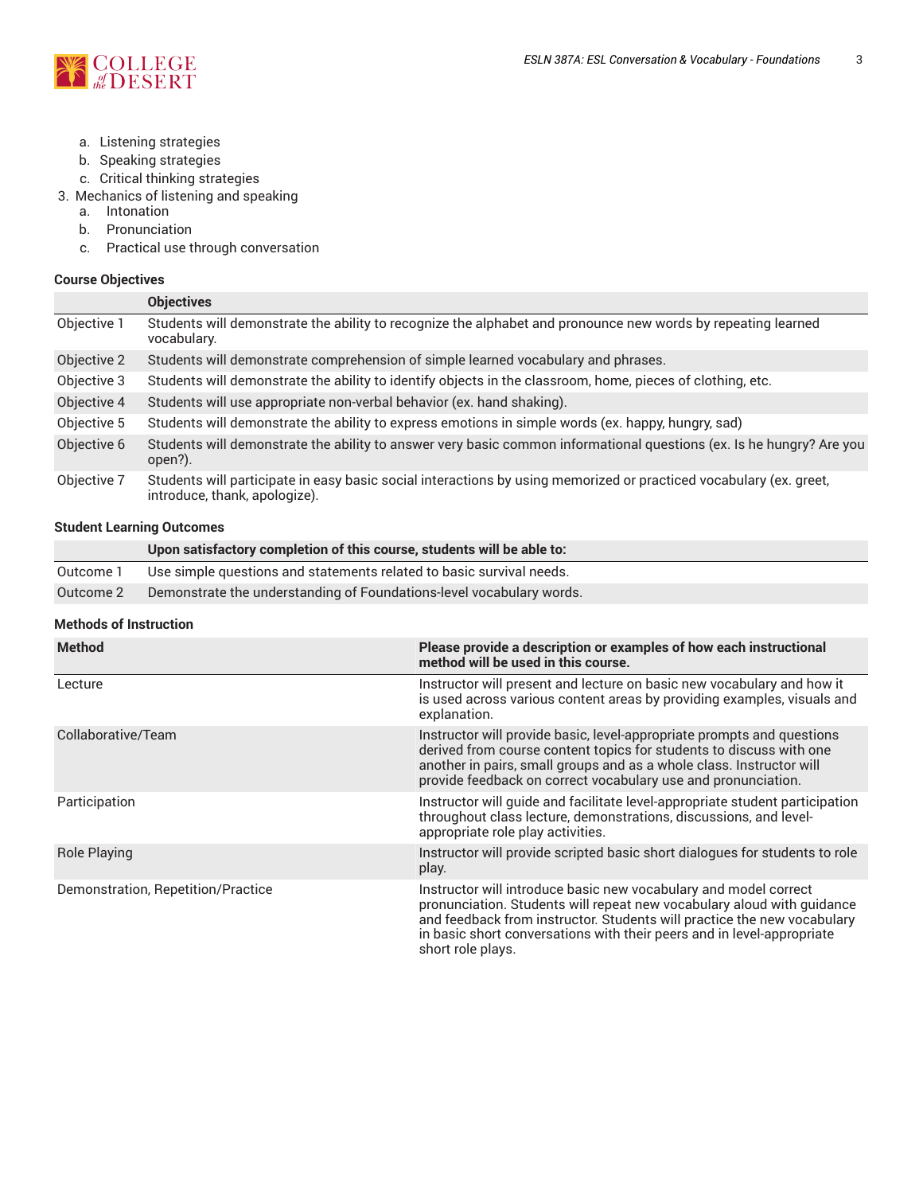a. Listening strategies
   b. Speaking strategies
   c. Critical thinking strategies
3. Mechanics of listening and speaking
   a. Intonation
   b. Pronunciation
   c. Practical use through conversation

### Course Objectives

| | Objectives |
|---|---|
| Objective 1 | Students will demonstrate the ability to recognize the alphabet and pronounce new words by repeating learned vocabulary. |
| Objective 2 | Students will demonstrate comprehension of simple learned vocabulary and phrases. |
| Objective 3 | Students will demonstrate the ability to identify objects in the classroom, home, pieces of clothing, etc. |
| Objective 4 | Students will use appropriate non-verbal behavior (ex. hand shaking). |
| Objective 5 | Students will demonstrate the ability to express emotions in simple words (ex. happy, hungry, sad) |
| Objective 6 | Students will demonstrate the ability to answer very basic common informational questions (ex. Is he hungry? Are you open?). |
| Objective 7 | Students will participate in easy basic social interactions by using memorized or practiced vocabulary (ex. greet, introduce, thank, apologize). |

### Student Learning Outcomes

| | Upon satisfactory completion of this course, students will be able to: |
|---|---|
| Outcome 1 | Use simple questions and statements related to basic survival needs. |
| Outcome 2 | Demonstrate the understanding of Foundations-level vocabulary words. |

### Methods of Instruction

| Method | Please provide a description or examples of how each instructional method will be used in this course. |
|---|---|
| Lecture | Instructor will present and lecture on basic new vocabulary and how it is used across various content areas by providing examples, visuals and explanation. |
| Collaborative/Team | Instructor will provide basic, level-appropriate prompts and questions derived from course content topics for students to discuss with one another in pairs, small groups and as a whole class. Instructor will provide feedback on correct vocabulary use and pronunciation. |
| Participation | Instructor will guide and facilitate level-appropriate student participation throughout class lecture, demonstrations, discussions, and level-appropriate role play activities. |
| Role Playing | Instructor will provide scripted basic short dialogues for students to role play. |
| Demonstration, Repetition/Practice | Instructor will introduce basic new vocabulary and model correct pronunciation. Students will repeat new vocabulary aloud with guidance and feedback from instructor. Students will practice the new vocabulary in basic short conversations with their peers and in level-appropriate short role plays. |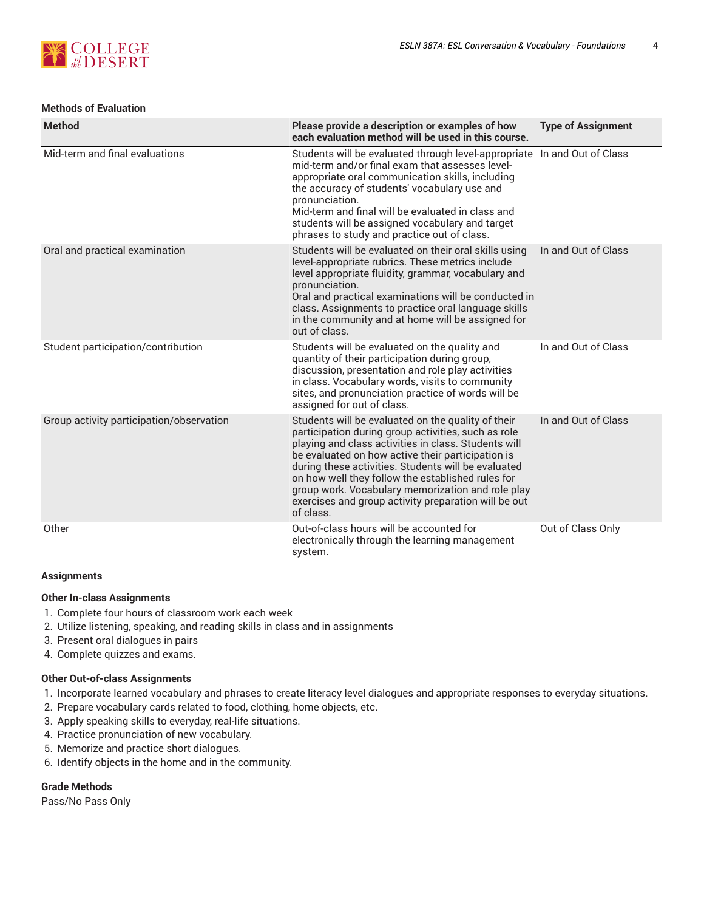### Methods of Evaluation

| Method | Please provide a description or examples of how each evaluation method will be used in this course. | Type of Assignment |
|---|---|---|
| Mid-term and final evaluations | Students will be evaluated through level-appropriate mid-term and/or final exam that assesses level-appropriate oral communication skills, including the accuracy of students' vocabulary use and pronunciation. Mid-term and final will be evaluated in class and students will be assigned vocabulary and target phrases to study and practice out of class. | In and Out of Class |
| Oral and practical examination | Students will be evaluated on their oral skills using level-appropriate rubrics. These metrics include level appropriate fluidity, grammar, vocabulary and pronunciation. Oral and practical examinations will be conducted in class. Assignments to practice oral language skills in the community and at home will be assigned for out of class. | In and Out of Class |
| Student participation/contribution | Students will be evaluated on the quality and quantity of their participation during group, discussion, presentation and role play activities in class. Vocabulary words, visits to community sites, and pronunciation practice of words will be assigned for out of class. | In and Out of Class |
| Group activity participation/observation | Students will be evaluated on the quality of their participation during group activities, such as role playing and class activities in class. Students will be evaluated on how active their participation is during these activities. Students will be evaluated on how well they follow the established rules for group work. Vocabulary memorization and role play exercises and group activity preparation will be out of class. | In and Out of Class |
| Other | Out-of-class hours will be accounted for electronically through the learning management system. | Out of Class Only |

### Assignments

#### Other In-class Assignments

1. Complete four hours of classroom work each week
2. Utilize listening, speaking, and reading skills in class and in assignments
3. Present oral dialogues in pairs
4. Complete quizzes and exams.

#### Other Out-of-class Assignments

1. Incorporate learned vocabulary and phrases to create literacy level dialogues and appropriate responses to everyday situations.
2. Prepare vocabulary cards related to food, clothing, home objects, etc.
3. Apply speaking skills to everyday, real-life situations.
4. Practice pronunciation of new vocabulary.
5. Memorize and practice short dialogues.
6. Identify objects in the home and in the community.

### Grade Methods

Pass/No Pass Only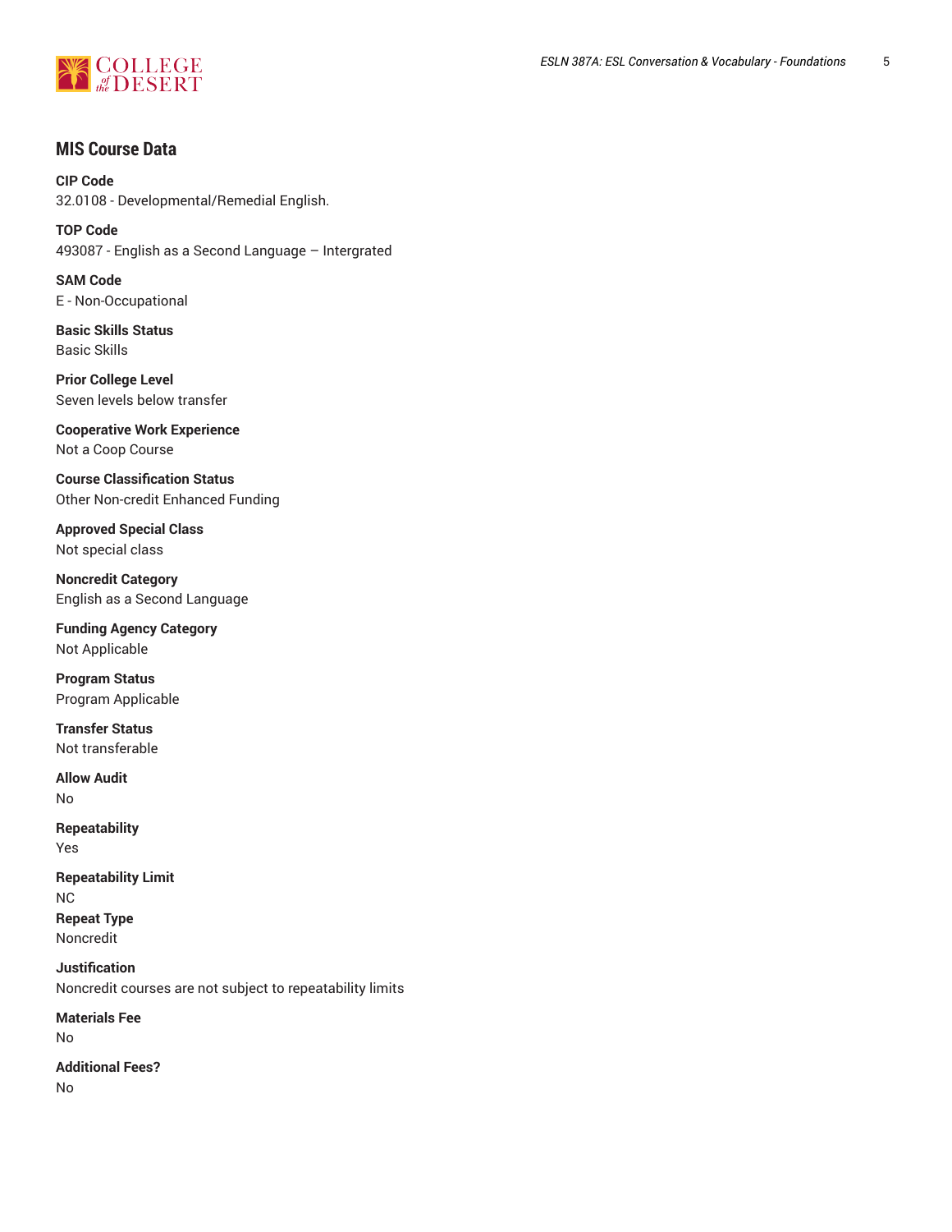## MIS Course Data

**CIP Code**
32.0108 - Developmental/Remedial English.

**TOP Code**
493087 - English as a Second Language – Intergrated

**SAM Code**
E - Non-Occupational

**Basic Skills Status**
Basic Skills

**Prior College Level**
Seven levels below transfer

**Cooperative Work Experience**
Not a Coop Course

**Course Classification Status**
Other Non-credit Enhanced Funding

**Approved Special Class**
Not special class

**Noncredit Category**
English as a Second Language

**Funding Agency Category**
Not Applicable

**Program Status**
Program Applicable

**Transfer Status**
Not transferable

**Allow Audit**
No

**Repeatability**
Yes

**Repeatability Limit**
NC

**Repeat Type**
Noncredit

**Justification**
Noncredit courses are not subject to repeatability limits

**Materials Fee**
No

**Additional Fees?**
No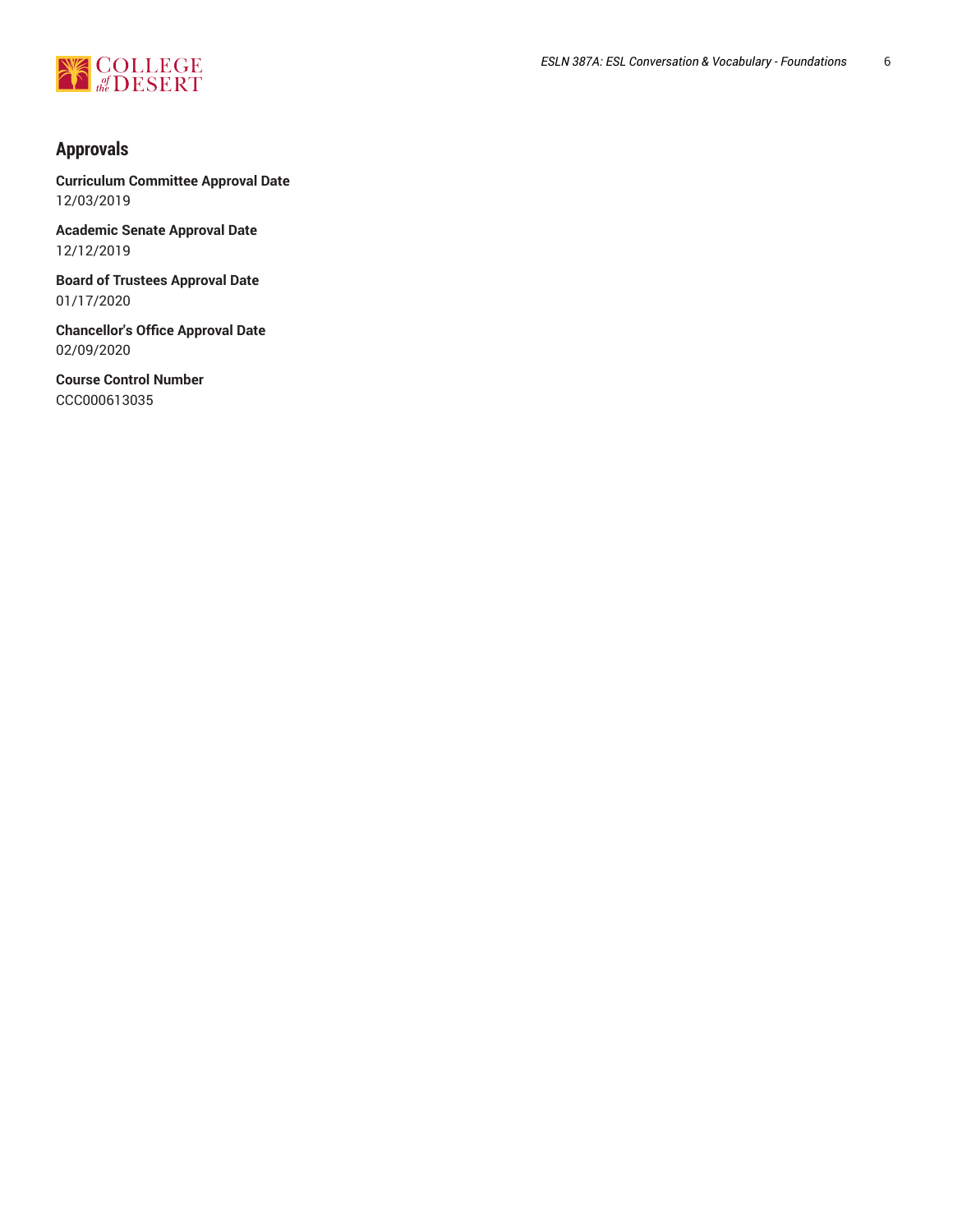## Approvals

**Curriculum Committee Approval Date**
12/03/2019

**Academic Senate Approval Date**
12/12/2019

**Board of Trustees Approval Date**
01/17/2020

**Chancellor's Office Approval Date**
02/09/2020

**Course Control Number**
CCC000613035